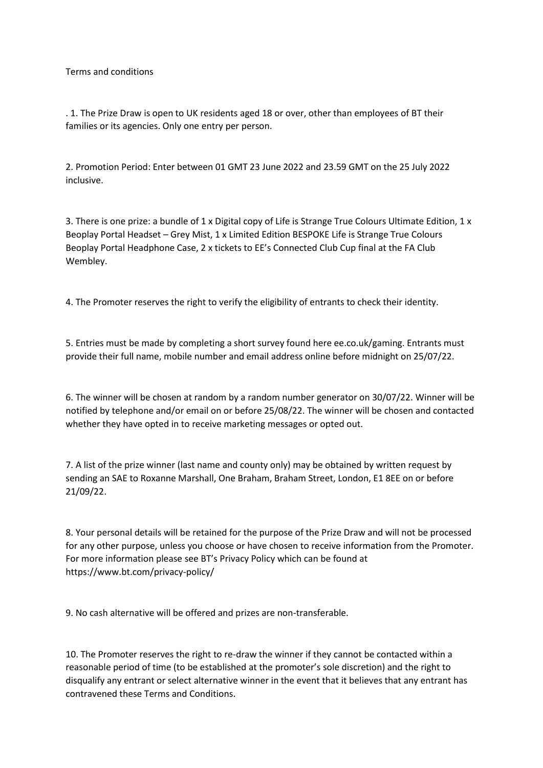Terms and conditions

. 1. The Prize Draw is open to UK residents aged 18 or over, other than employees of BT their families or its agencies. Only one entry per person.

2. Promotion Period: Enter between 01 GMT 23 June 2022 and 23.59 GMT on the 25 July 2022 inclusive.

3. There is one prize: a bundle of 1 x Digital copy of Life is Strange True Colours Ultimate Edition, 1 x Beoplay Portal Headset – Grey Mist, 1 x Limited Edition BESPOKE Life is Strange True Colours Beoplay Portal Headphone Case, 2 x tickets to EE's Connected Club Cup final at the FA Club Wembley.

4. The Promoter reserves the right to verify the eligibility of entrants to check their identity.

5. Entries must be made by completing a short survey found here ee.co.uk/gaming. Entrants must provide their full name, mobile number and email address online before midnight on 25/07/22.

6. The winner will be chosen at random by a random number generator on 30/07/22. Winner will be notified by telephone and/or email on or before 25/08/22. The winner will be chosen and contacted whether they have opted in to receive marketing messages or opted out.

7. A list of the prize winner (last name and county only) may be obtained by written request by sending an SAE to Roxanne Marshall, One Braham, Braham Street, London, E1 8EE on or before 21/09/22.

8. Your personal details will be retained for the purpose of the Prize Draw and will not be processed for any other purpose, unless you choose or have chosen to receive information from the Promoter. For more information please see BT's Privacy Policy which can be found at https://www.bt.com/privacy-policy/

9. No cash alternative will be offered and prizes are non-transferable.

10. The Promoter reserves the right to re-draw the winner if they cannot be contacted within a reasonable period of time (to be established at the promoter's sole discretion) and the right to disqualify any entrant or select alternative winner in the event that it believes that any entrant has contravened these Terms and Conditions.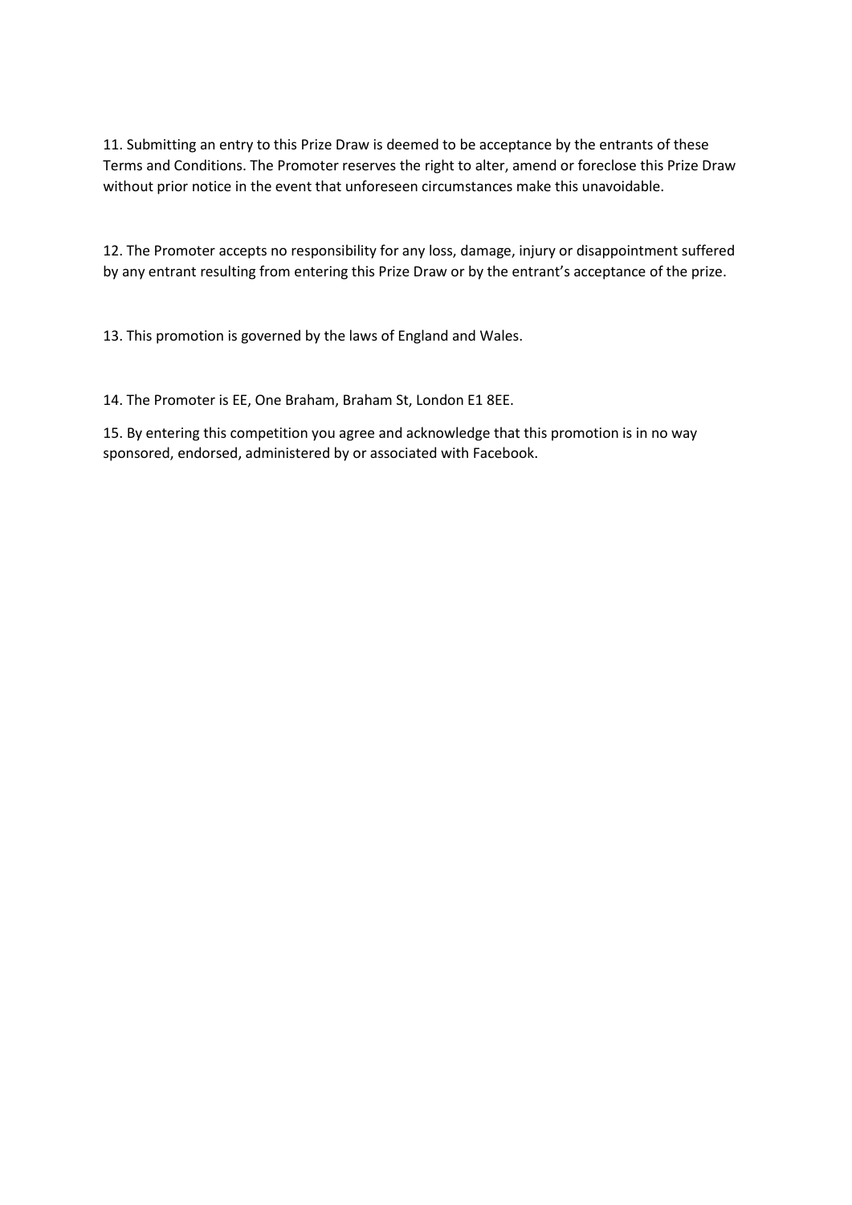11. Submitting an entry to this Prize Draw is deemed to be acceptance by the entrants of these Terms and Conditions. The Promoter reserves the right to alter, amend or foreclose this Prize Draw without prior notice in the event that unforeseen circumstances make this unavoidable.

12. The Promoter accepts no responsibility for any loss, damage, injury or disappointment suffered by any entrant resulting from entering this Prize Draw or by the entrant's acceptance of the prize.

13. This promotion is governed by the laws of England and Wales.

14. The Promoter is EE, One Braham, Braham St, London E1 8EE.

15. By entering this competition you agree and acknowledge that this promotion is in no way sponsored, endorsed, administered by or associated with Facebook.